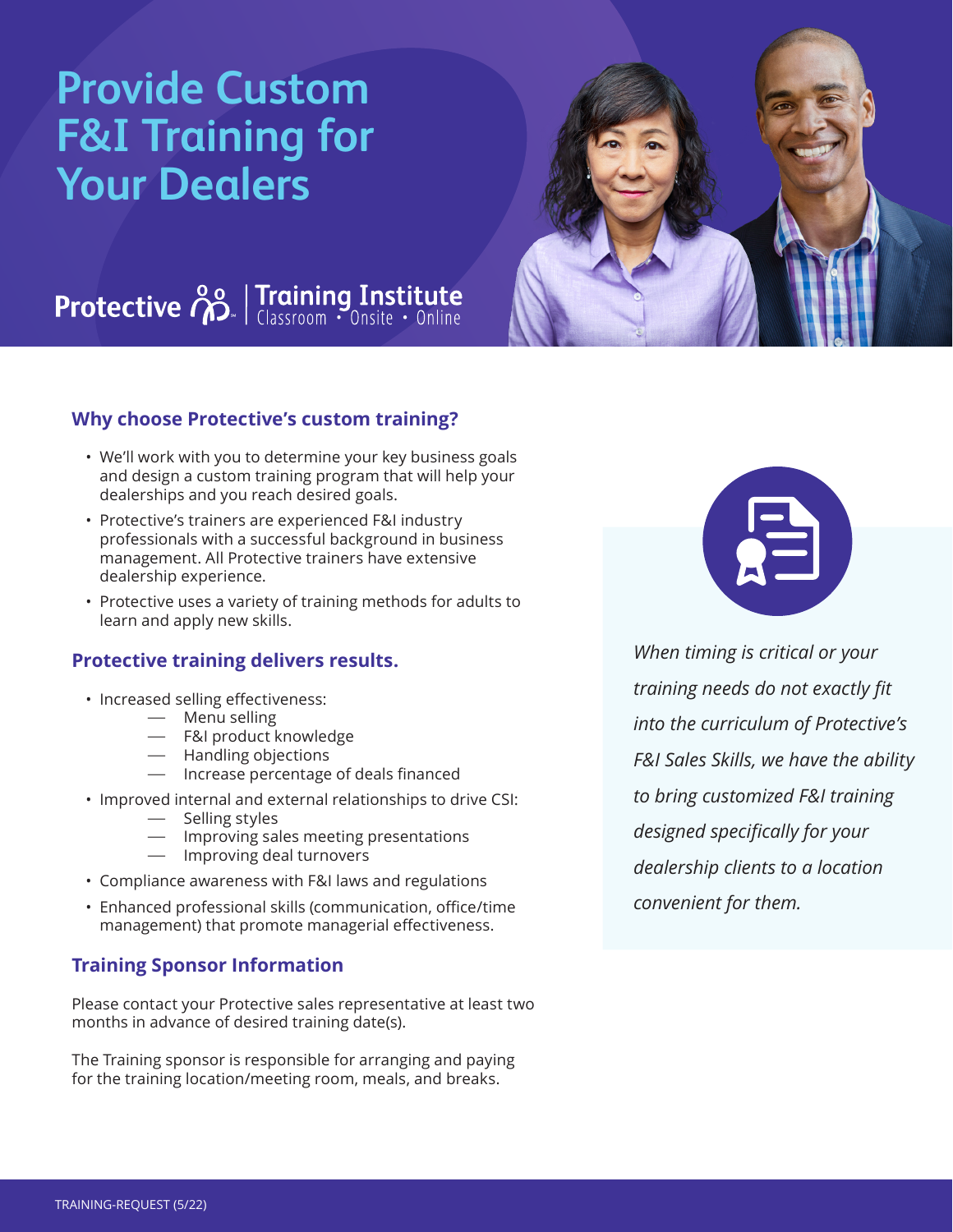# Provide Custom F&I Training for Your Dealers

Protective | Training Institute
Classroom • Onsite • Online

## Why choose Protective's custom training?

- We'll work with you to determine your key business goals and design a custom training program that will help your dealerships and you reach desired goals.
- Protective's trainers are experienced F&I industry professionals with a successful background in business management. All Protective trainers have extensive dealership experience.
- Protective uses a variety of training methods for adults to learn and apply new skills.

## Protective training delivers results.

- Increased selling effectiveness:
  - Menu selling
  - F&I product knowledge
  - Handling objections
  - Increase percentage of deals financed
- Improved internal and external relationships to drive CSI:
  - Selling styles
  - Improving sales meeting presentations
  - Improving deal turnovers
- Compliance awareness with F&I laws and regulations
- Enhanced professional skills (communication, office/time management) that promote managerial effectiveness.

## Training Sponsor Information

Please contact your Protective sales representative at least two months in advance of desired training date(s).

The Training sponsor is responsible for arranging and paying for the training location/meeting room, meals, and breaks.

*When timing is critical or your training needs do not exactly fit into the curriculum of Protective's F&I Sales Skills, we have the ability to bring customized F&I training designed specifically for your dealership clients to a location convenient for them.*

TRAINING-REQUEST (5/22)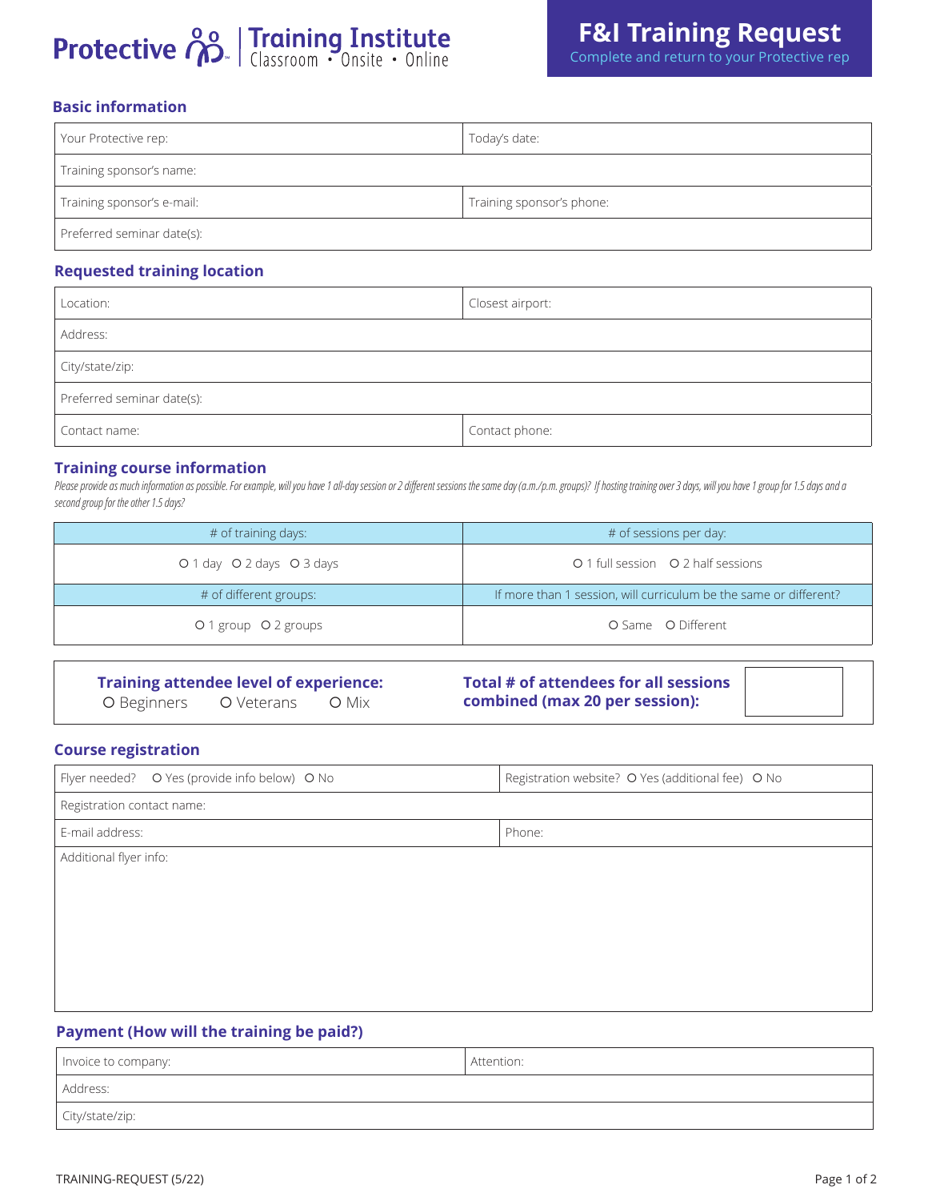Protective | Training Institute
Classroom • Onsite • Online

# F&I Training Request

Complete and return to your Protective rep

## Basic information

| Your Protective rep: | Today's date: |
|---|---|
| Training sponsor's name: | |
| Training sponsor's e-mail: | Training sponsor's phone: |
| Preferred seminar date(s): | |

## Requested training location

| Location: | Closest airport: |
|---|---|
| Address: | |
| City/state/zip: | |
| Preferred seminar date(s): | |
| Contact name: | Contact phone: |

## Training course information

*Please provide as much information as possible. For example, will you have 1 all-day session or 2 different sessions the same day (a.m./p.m. groups)? If hosting training over 3 days, will you have 1 group for 1.5 days and a second group for the other 1.5 days?*

| # of training days: | # of sessions per day: |
|---|---|
| O 1 day O 2 days O 3 days | O 1 full session O 2 half sessions |
| **# of different groups:** | **If more than 1 session, will curriculum be the same or different?** |
| O 1 group O 2 groups | O Same O Different |

**Training attendee level of experience:**
O Beginners O Veterans O Mix

**Total # of attendees for all sessions combined (max 20 per session):**

## Course registration

| Flyer needed? O Yes (provide info below) O No | Registration website? O Yes (additional fee) O No |
|---|---|
| Registration contact name: | |
| E-mail address: | Phone: |
| Additional flyer info: | |

## Payment (How will the training be paid?)

| Invoice to company: | Attention: |
|---|---|
| Address: | |
| City/state/zip: | |

TRAINING-REQUEST (5/22)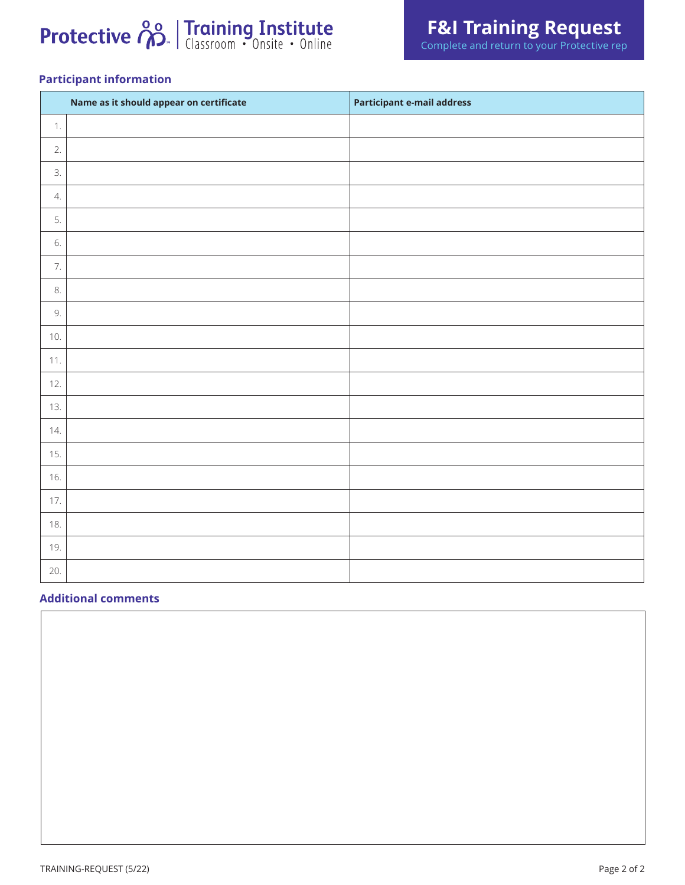Protective | Training Institute
Classroom • Onsite • Online

# F&I Training Request

Complete and return to your Protective rep

## Participant information

| | Name as it should appear on certificate | Participant e-mail address |
|---|---|---|
| 1. | | |
| 2. | | |
| 3. | | |
| 4. | | |
| 5. | | |
| 6. | | |
| 7. | | |
| 8. | | |
| 9. | | |
| 10. | | |
| 11. | | |
| 12. | | |
| 13. | | |
| 14. | | |
| 15. | | |
| 16. | | |
| 17. | | |
| 18. | | |
| 19. | | |
| 20. | | |

## Additional comments

TRAINING-REQUEST (5/22)